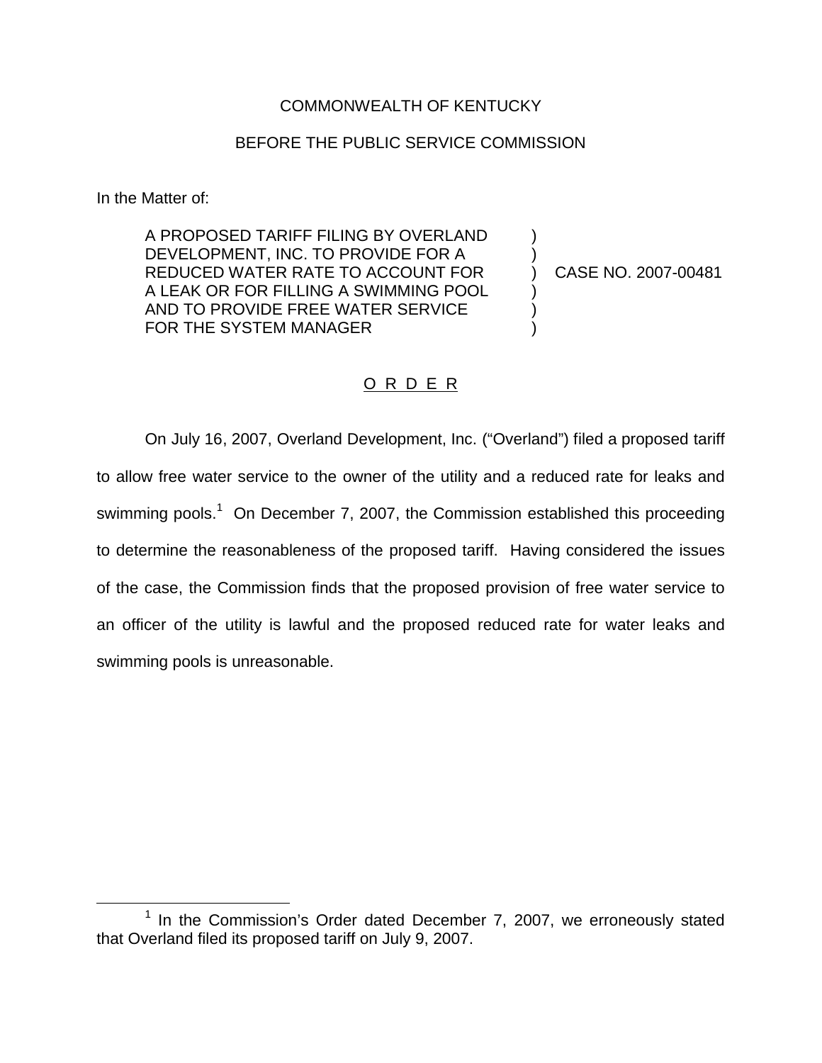COMMONWEALTH OF KENTUCKY

BEFORE THE PUBLIC SERVICE COMMISSION

In the Matter of:

| | | |
|---|---|---|
| A PROPOSED TARIFF FILING BY OVERLAND DEVELOPMENT, INC. TO PROVIDE FOR A REDUCED WATER RATE TO ACCOUNT FOR A LEAK OR FOR FILLING A SWIMMING POOL AND TO PROVIDE FREE WATER SERVICE FOR THE SYSTEM MANAGER | ) | CASE NO. 2007-00481 |

O R D E R

On July 16, 2007, Overland Development, Inc. ("Overland") filed a proposed tariff to allow free water service to the owner of the utility and a reduced rate for leaks and swimming pools.[1] On December 7, 2007, the Commission established this proceeding to determine the reasonableness of the proposed tariff. Having considered the issues of the case, the Commission finds that the proposed provision of free water service to an officer of the utility is lawful and the proposed reduced rate for water leaks and swimming pools is unreasonable.

[1] In the Commission's Order dated December 7, 2007, we erroneously stated that Overland filed its proposed tariff on July 9, 2007.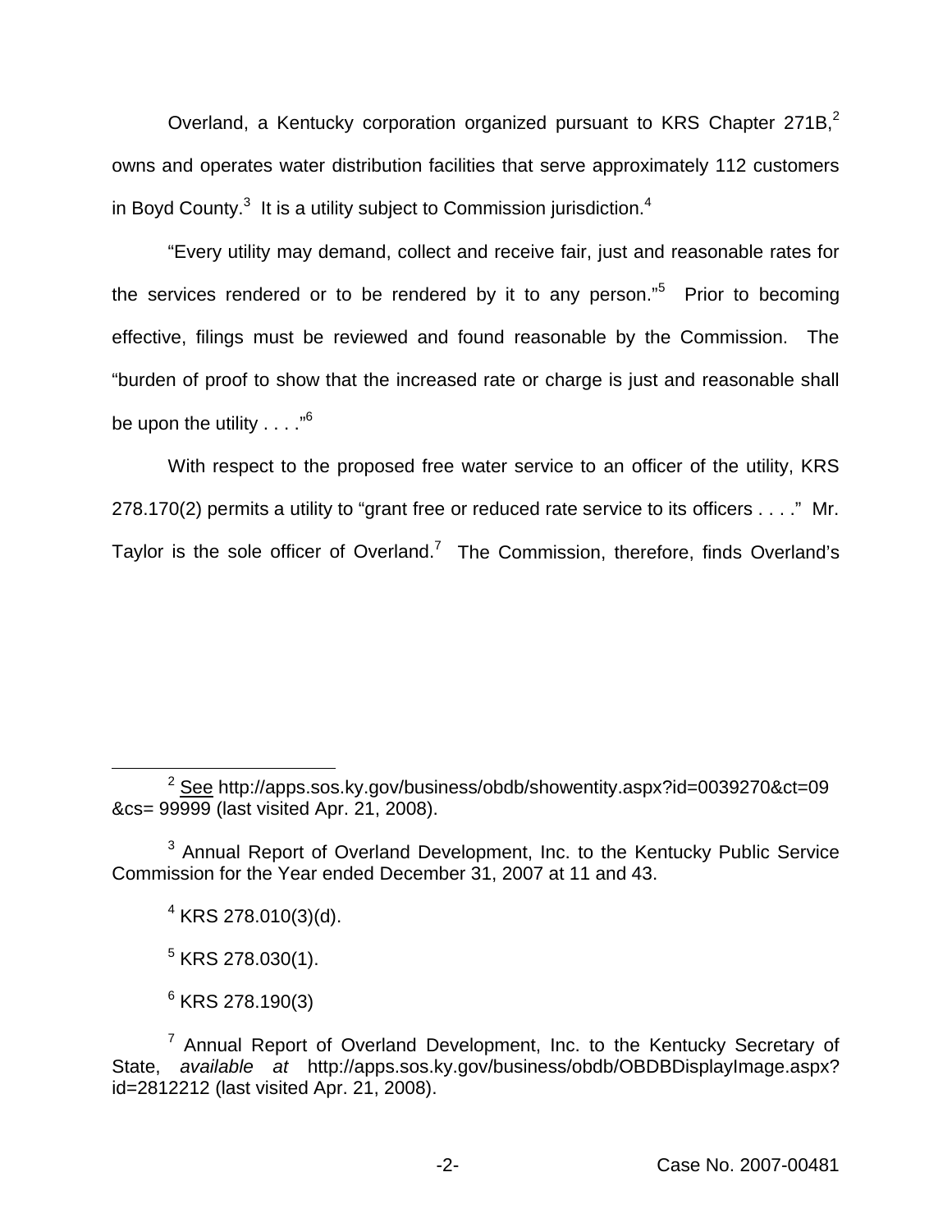Overland, a Kentucky corporation organized pursuant to KRS Chapter 271B,[2] owns and operates water distribution facilities that serve approximately 112 customers in Boyd County.[3] It is a utility subject to Commission jurisdiction.[4]

"Every utility may demand, collect and receive fair, just and reasonable rates for the services rendered or to be rendered by it to any person."[5] Prior to becoming effective, filings must be reviewed and found reasonable by the Commission. The "burden of proof to show that the increased rate or charge is just and reasonable shall be upon the utility . . . ."[6]

With respect to the proposed free water service to an officer of the utility, KRS 278.170(2) permits a utility to "grant free or reduced rate service to its officers . . . ." Mr. Taylor is the sole officer of Overland.[7] The Commission, therefore, finds Overland's

---

[2] See http://apps.sos.ky.gov/business/obdb/showentity.aspx?id=0039270&ct=09&cs= 99999 (last visited Apr. 21, 2008).

[3] Annual Report of Overland Development, Inc. to the Kentucky Public Service Commission for the Year ended December 31, 2007 at 11 and 43.

[4] KRS 278.010(3)(d).

[5] KRS 278.030(1).

[6] KRS 278.190(3)

[7] Annual Report of Overland Development, Inc. to the Kentucky Secretary of State, *available at* http://apps.sos.ky.gov/business/obdb/OBDBDisplayImage.aspx?id=2812212 (last visited Apr. 21, 2008).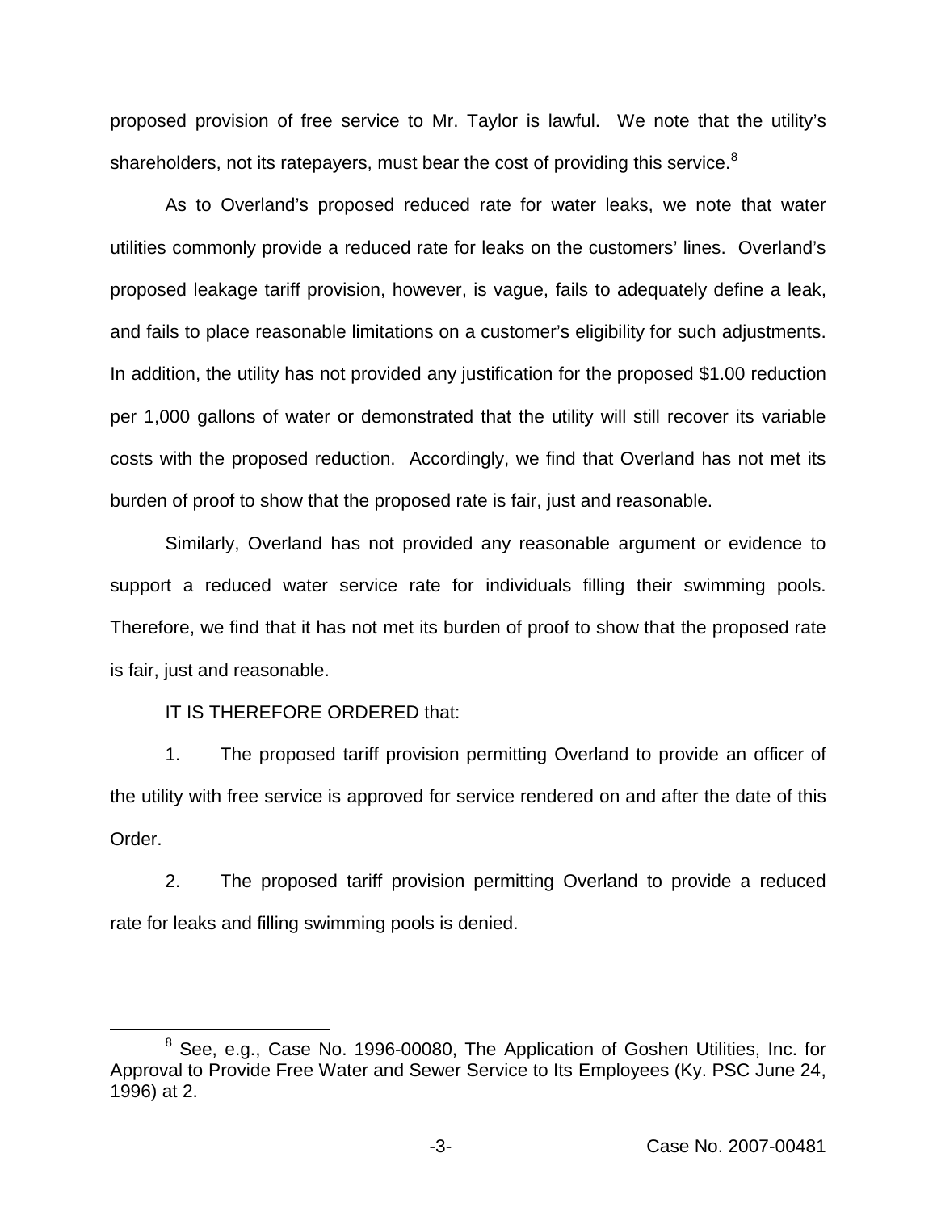proposed provision of free service to Mr. Taylor is lawful. We note that the utility's shareholders, not its ratepayers, must bear the cost of providing this service.[8]

As to Overland's proposed reduced rate for water leaks, we note that water utilities commonly provide a reduced rate for leaks on the customers' lines. Overland's proposed leakage tariff provision, however, is vague, fails to adequately define a leak, and fails to place reasonable limitations on a customer's eligibility for such adjustments. In addition, the utility has not provided any justification for the proposed $1.00 reduction per 1,000 gallons of water or demonstrated that the utility will still recover its variable costs with the proposed reduction. Accordingly, we find that Overland has not met its burden of proof to show that the proposed rate is fair, just and reasonable.

Similarly, Overland has not provided any reasonable argument or evidence to support a reduced water service rate for individuals filling their swimming pools. Therefore, we find that it has not met its burden of proof to show that the proposed rate is fair, just and reasonable.

IT IS THEREFORE ORDERED that:

1. The proposed tariff provision permitting Overland to provide an officer of the utility with free service is approved for service rendered on and after the date of this Order.

2. The proposed tariff provision permitting Overland to provide a reduced rate for leaks and filling swimming pools is denied.

---

[8] See, e.g., Case No. 1996-00080, The Application of Goshen Utilities, Inc. for Approval to Provide Free Water and Sewer Service to Its Employees (Ky. PSC June 24, 1996) at 2.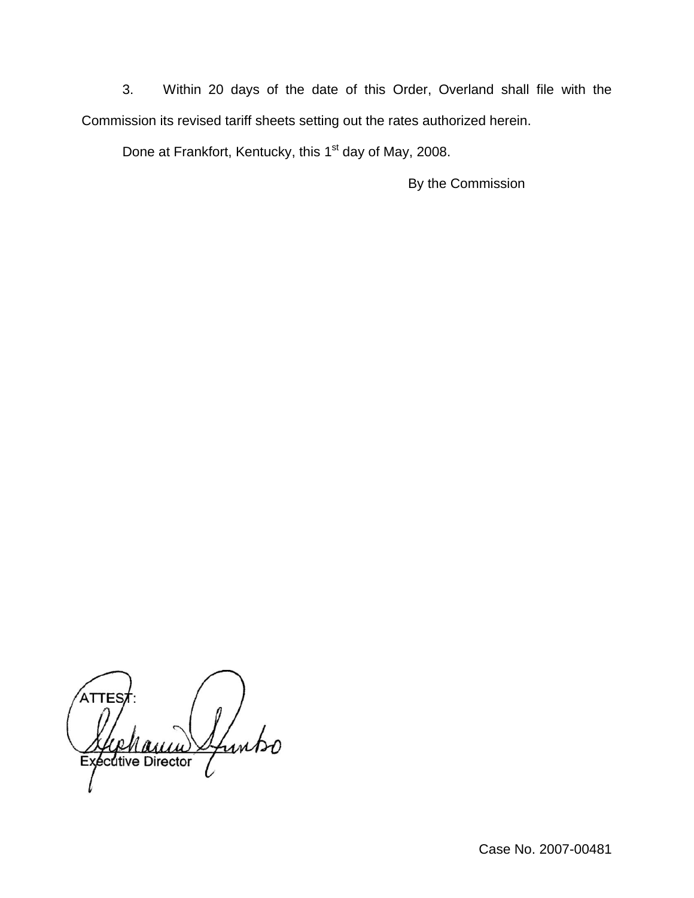3. Within 20 days of the date of this Order, Overland shall file with the Commission its revised tariff sheets setting out the rates authorized herein.

Done at Frankfort, Kentucky, this 1st day of May, 2008.

By the Commission

ATTEST:

Executive Director

Case No. 2007-00481